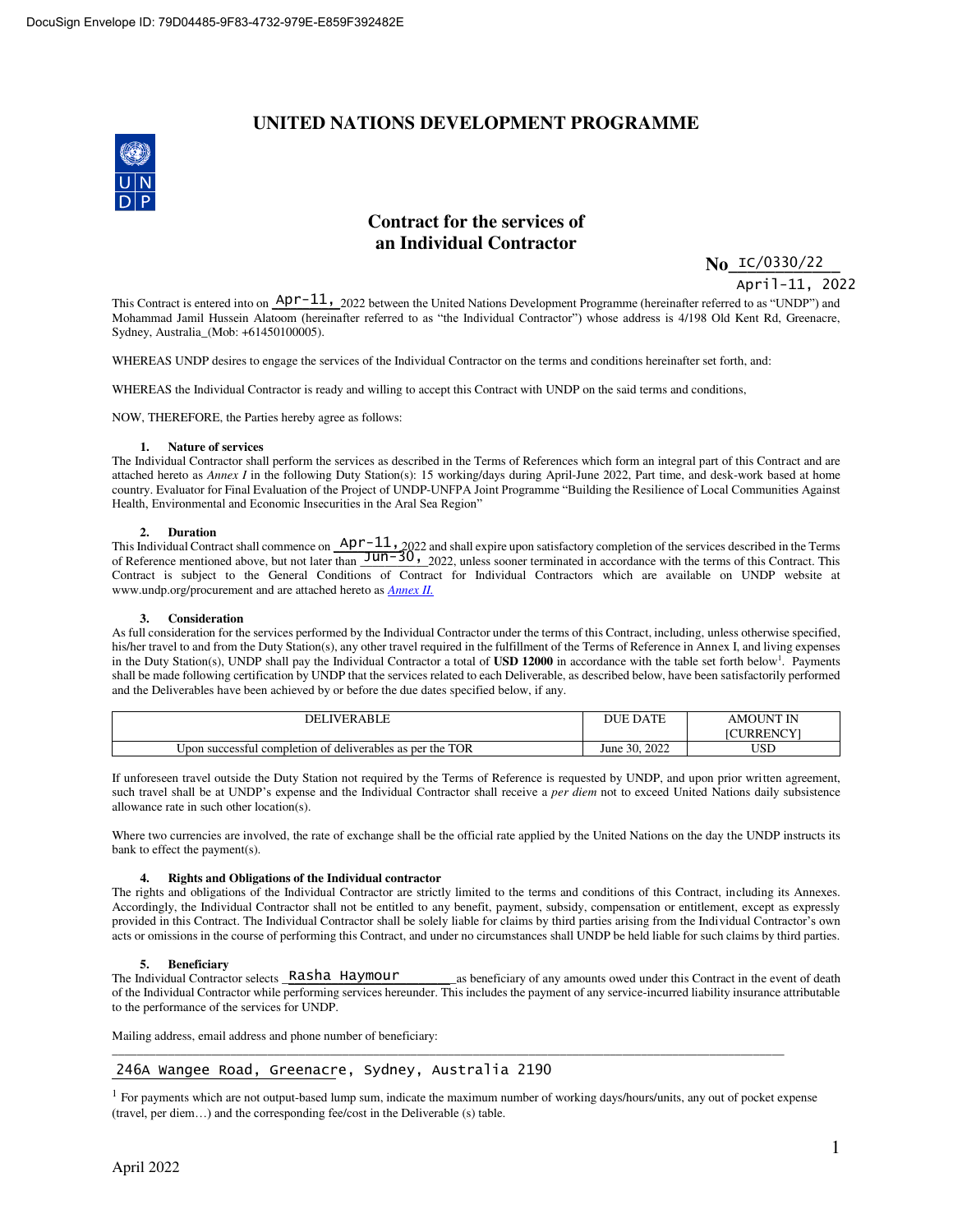DocuSign Envelope ID: 79D04485-9F83-4732-979E-E859F392482E

# UNITED NATIONS DEVELOPMENT PROGRAMME

## Contract for the services of an Individual Contractor

**No** IC/0330/22

April-11, 2022

This Contract is entered into on Apr-11, 2022 between the United Nations Development Programme (hereinafter referred to as "UNDP") and Mohammad Jamil Hussein Alatoom (hereinafter referred to as "the Individual Contractor") whose address is 4/198 Old Kent Rd, Greenacre, Sydney, Australia_(Mob: +61450100005).

WHEREAS UNDP desires to engage the services of the Individual Contractor on the terms and conditions hereinafter set forth, and:

WHEREAS the Individual Contractor is ready and willing to accept this Contract with UNDP on the said terms and conditions,

NOW, THEREFORE, the Parties hereby agree as follows:

**1. Nature of services**

The Individual Contractor shall perform the services as described in the Terms of References which form an integral part of this Contract and are attached hereto as *Annex I* in the following Duty Station(s): 15 working/days during April-June 2022, Part time, and desk-work based at home country. Evaluator for Final Evaluation of the Project of UNDP-UNFPA Joint Programme "Building the Resilience of Local Communities Against Health, Environmental and Economic Insecurities in the Aral Sea Region"

**2. Duration**

This Individual Contract shall commence on Apr-11, 2022 and shall expire upon satisfactory completion of the services described in the Terms of Reference mentioned above, but not later than Jun-30, 2022, unless sooner terminated in accordance with the terms of this Contract. This Contract is subject to the General Conditions of Contract for Individual Contractors which are available on UNDP website at www.undp.org/procurement and are attached hereto as *Annex II.*

**3. Consideration**

As full consideration for the services performed by the Individual Contractor under the terms of this Contract, including, unless otherwise specified, his/her travel to and from the Duty Station(s), any other travel required in the fulfillment of the Terms of Reference in Annex I, and living expenses in the Duty Station(s), UNDP shall pay the Individual Contractor a total of **USD 12000** in accordance with the table set forth below[1]. Payments shall be made following certification by UNDP that the services related to each Deliverable, as described below, have been satisfactorily performed and the Deliverables have been achieved by or before the due dates specified below, if any.

| DELIVERABLE | DUE DATE | AMOUNT IN [CURRENCY] |
|---|---|---|
| Upon successful completion of deliverables as per the TOR | June 30, 2022 | USD |

If unforeseen travel outside the Duty Station not required by the Terms of Reference is requested by UNDP, and upon prior written agreement, such travel shall be at UNDP's expense and the Individual Contractor shall receive a *per diem* not to exceed United Nations daily subsistence allowance rate in such other location(s).

Where two currencies are involved, the rate of exchange shall be the official rate applied by the United Nations on the day the UNDP instructs its bank to effect the payment(s).

**4. Rights and Obligations of the Individual contractor**

The rights and obligations of the Individual Contractor are strictly limited to the terms and conditions of this Contract, including its Annexes. Accordingly, the Individual Contractor shall not be entitled to any benefit, payment, subsidy, compensation or entitlement, except as expressly provided in this Contract. The Individual Contractor shall be solely liable for claims by third parties arising from the Individual Contractor's own acts or omissions in the course of performing this Contract, and under no circumstances shall UNDP be held liable for such claims by third parties.

**5. Beneficiary**

The Individual Contractor selects Rasha Haymour as beneficiary of any amounts owed under this Contract in the event of death of the Individual Contractor while performing services hereunder. This includes the payment of any service-incurred liability insurance attributable to the performance of the services for UNDP.

Mailing address, email address and phone number of beneficiary:

246A Wangee Road, Greenacre, Sydney, Australia 2190

[1] For payments which are not output-based lump sum, indicate the maximum number of working days/hours/units, any out of pocket expense (travel, per diem…) and the corresponding fee/cost in the Deliverable (s) table.

April 2022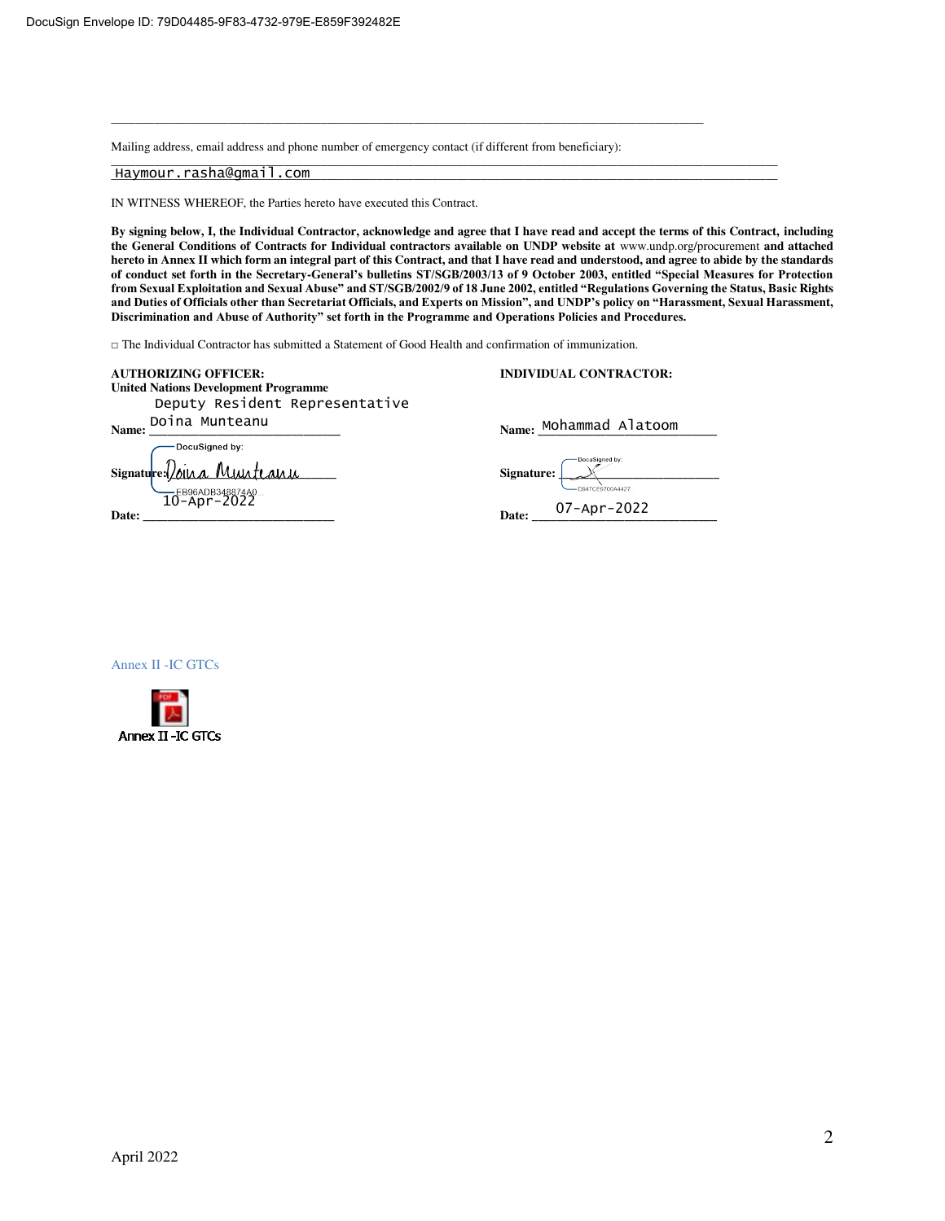DocuSign Envelope ID: 79D04485-9F83-4732-979E-E859F392482E

Mailing address, email address and phone number of emergency contact (if different from beneficiary):

Haymour.rasha@gmail.com

IN WITNESS WHEREOF, the Parties hereto have executed this Contract.

**By signing below, I, the Individual Contractor, acknowledge and agree that I have read and accept the terms of this Contract, including the General Conditions of Contracts for Individual contractors available on UNDP website at** www.undp.org/procurement **and attached hereto in Annex II which form an integral part of this Contract, and that I have read and understood, and agree to abide by the standards of conduct set forth in the Secretary-General's bulletins ST/SGB/2003/13 of 9 October 2003, entitled "Special Measures for Protection from Sexual Exploitation and Sexual Abuse" and ST/SGB/2002/9 of 18 June 2002, entitled "Regulations Governing the Status, Basic Rights and Duties of Officials other than Secretariat Officials, and Experts on Mission", and UNDP's policy on "Harassment, Sexual Harassment, Discrimination and Abuse of Authority" set forth in the Programme and Operations Policies and Procedures.**

□ The Individual Contractor has submitted a Statement of Good Health and confirmation of immunization.

**AUTHORIZING OFFICER:**
**United Nations Development Programme**
Deputy Resident Representative

**Name:** Doina Munteanu

**Signature:** DocuSigned by: Doina Munteanu EB96ADB348874A0...

**Date:** 10-Apr-2022

**INDIVIDUAL CONTRACTOR:**

**Name:** Mohammad Alatoom

**Signature:** DocuSigned by: D947CE6700A4427

**Date:** 07-Apr-2022

Annex II -IC GTCs

Annex II -IC GTCs

April 2022